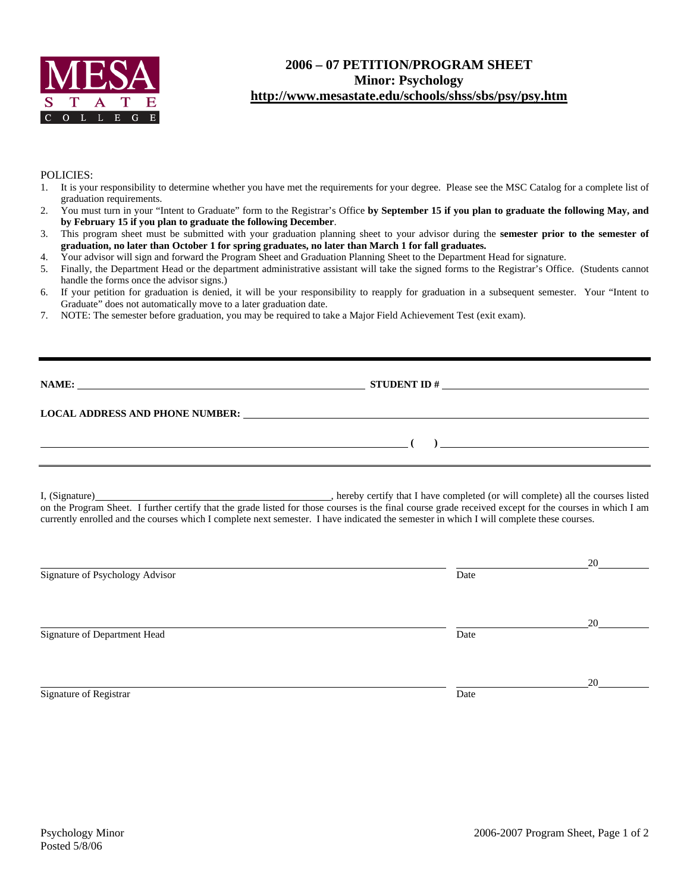MESA STATE COLLEGE

# 2006 – 07 PETITION/PROGRAM SHEET
## Minor: Psychology
## http://www.mesastate.edu/schools/shss/sbs/psy/psy.htm

POLICIES:

1. It is your responsibility to determine whether you have met the requirements for your degree. Please see the MSC Catalog for a complete list of graduation requirements.
2. You must turn in your "Intent to Graduate" form to the Registrar's Office **by September 15 if you plan to graduate the following May, and by February 15 if you plan to graduate the following December**.
3. This program sheet must be submitted with your graduation planning sheet to your advisor during the **semester prior to the semester of graduation, no later than October 1 for spring graduates, no later than March 1 for fall graduates.**
4. Your advisor will sign and forward the Program Sheet and Graduation Planning Sheet to the Department Head for signature.
5. Finally, the Department Head or the department administrative assistant will take the signed forms to the Registrar's Office. (Students cannot handle the forms once the advisor signs.)
6. If your petition for graduation is denied, it will be your responsibility to reapply for graduation in a subsequent semester. Your "Intent to Graduate" does not automatically move to a later graduation date.
7. NOTE: The semester before graduation, you may be required to take a Major Field Achievement Test (exit exam).

---

**NAME:** ______________________________ **STUDENT ID #** ______________________________

**LOCAL ADDRESS AND PHONE NUMBER:** ______________________________

______________________________ **( )** ______________________________

---

I, (Signature)______________________________, hereby certify that I have completed (or will complete) all the courses listed on the Program Sheet. I further certify that the grade listed for those courses is the final course grade received except for the courses in which I am currently enrolled and the courses which I complete next semester. I have indicated the semester in which I will complete these courses.

______________________________ ______________ 20______
Signature of Psychology Advisor Date

______________________________ ______________ 20______
Signature of Department Head Date

______________________________ ______________ 20______
Signature of Registrar Date

Psychology Minor
Posted 5/8/06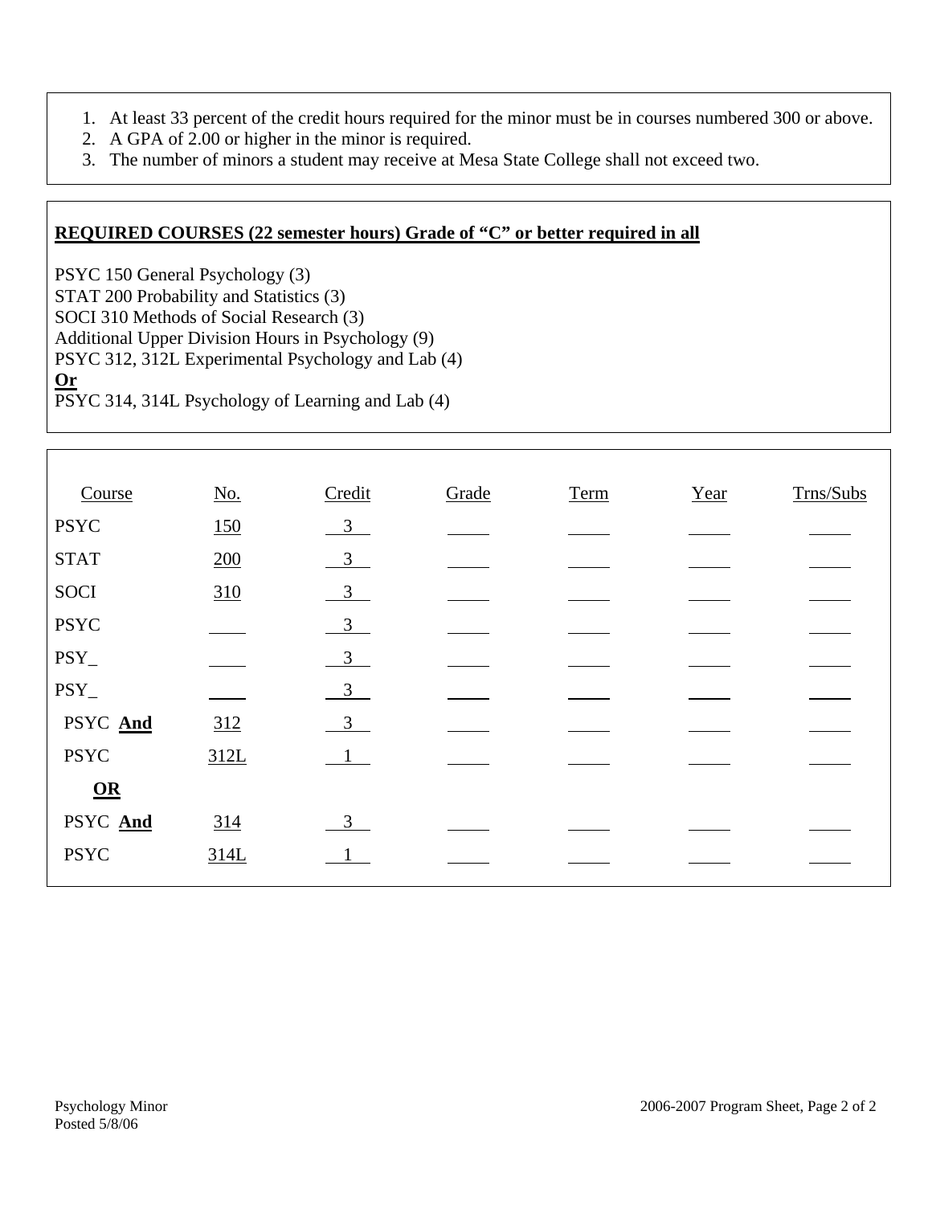1. At least 33 percent of the credit hours required for the minor must be in courses numbered 300 or above.
2. A GPA of 2.00 or higher in the minor is required.
3. The number of minors a student may receive at Mesa State College shall not exceed two.

**REQUIRED COURSES (22 semester hours) Grade of "C" or better required in all**

PSYC 150 General Psychology (3)
STAT 200 Probability and Statistics (3)
SOCI 310 Methods of Social Research (3)
Additional Upper Division Hours in Psychology (9)
PSYC 312, 312L Experimental Psychology and Lab (4)
**Or**
PSYC 314, 314L Psychology of Learning and Lab (4)

| Course | No. | Credit | Grade | Term | Year | Trns/Subs |
|---|---|---|---|---|---|---|
| PSYC | 150 | 3 | | | | |
| STAT | 200 | 3 | | | | |
| SOCI | 310 | 3 | | | | |
| PSYC | | 3 | | | | |
| PSY_ | | 3 | | | | |
| PSY_ | | 3 | | | | |
| PSYC **And** | 312 | 3 | | | | |
| PSYC | 312L | 1 | | | | |
| **OR** | | | | | | |
| PSYC **And** | 314 | 3 | | | | |
| PSYC | 314L | 1 | | | | |

Psychology Minor
Posted 5/8/06